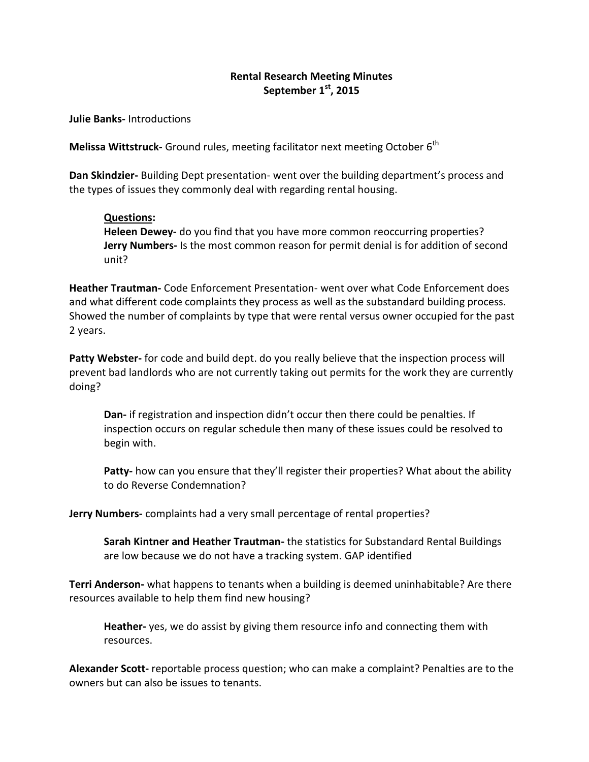**Rental Research Meeting Minutes**
**September 1st, 2015**

**Julie Banks-** Introductions

**Melissa Wittstruck-** Ground rules, meeting facilitator next meeting October 6th

**Dan Skindzier-** Building Dept presentation- went over the building department's process and the types of issues they commonly deal with regarding rental housing.

> **Questions:**
> **Heleen Dewey-** do you find that you have more common reoccurring properties?
> **Jerry Numbers-** Is the most common reason for permit denial is for addition of second unit?

**Heather Trautman-** Code Enforcement Presentation- went over what Code Enforcement does and what different code complaints they process as well as the substandard building process. Showed the number of complaints by type that were rental versus owner occupied for the past 2 years.

**Patty Webster-** for code and build dept. do you really believe that the inspection process will prevent bad landlords who are not currently taking out permits for the work they are currently doing?

> **Dan-** if registration and inspection didn't occur then there could be penalties. If inspection occurs on regular schedule then many of these issues could be resolved to begin with.
>
> **Patty-** how can you ensure that they'll register their properties? What about the ability to do Reverse Condemnation?

**Jerry Numbers-** complaints had a very small percentage of rental properties?

> **Sarah Kintner and Heather Trautman-** the statistics for Substandard Rental Buildings are low because we do not have a tracking system. GAP identified

**Terri Anderson-** what happens to tenants when a building is deemed uninhabitable? Are there resources available to help them find new housing?

> **Heather-** yes, we do assist by giving them resource info and connecting them with resources.

**Alexander Scott-** reportable process question; who can make a complaint? Penalties are to the owners but can also be issues to tenants.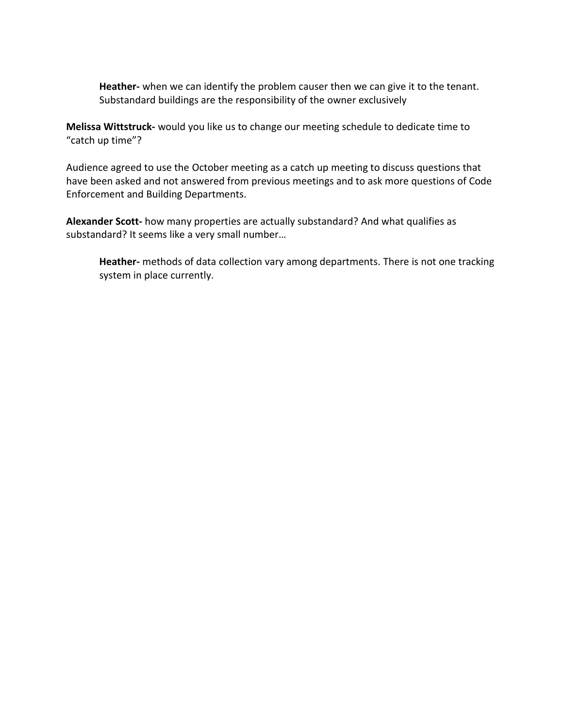> **Heather-** when we can identify the problem causer then we can give it to the tenant. Substandard buildings are the responsibility of the owner exclusively

**Melissa Wittstruck-** would you like us to change our meeting schedule to dedicate time to "catch up time"?

Audience agreed to use the October meeting as a catch up meeting to discuss questions that have been asked and not answered from previous meetings and to ask more questions of Code Enforcement and Building Departments.

**Alexander Scott-** how many properties are actually substandard? And what qualifies as substandard? It seems like a very small number…

> **Heather-** methods of data collection vary among departments. There is not one tracking system in place currently.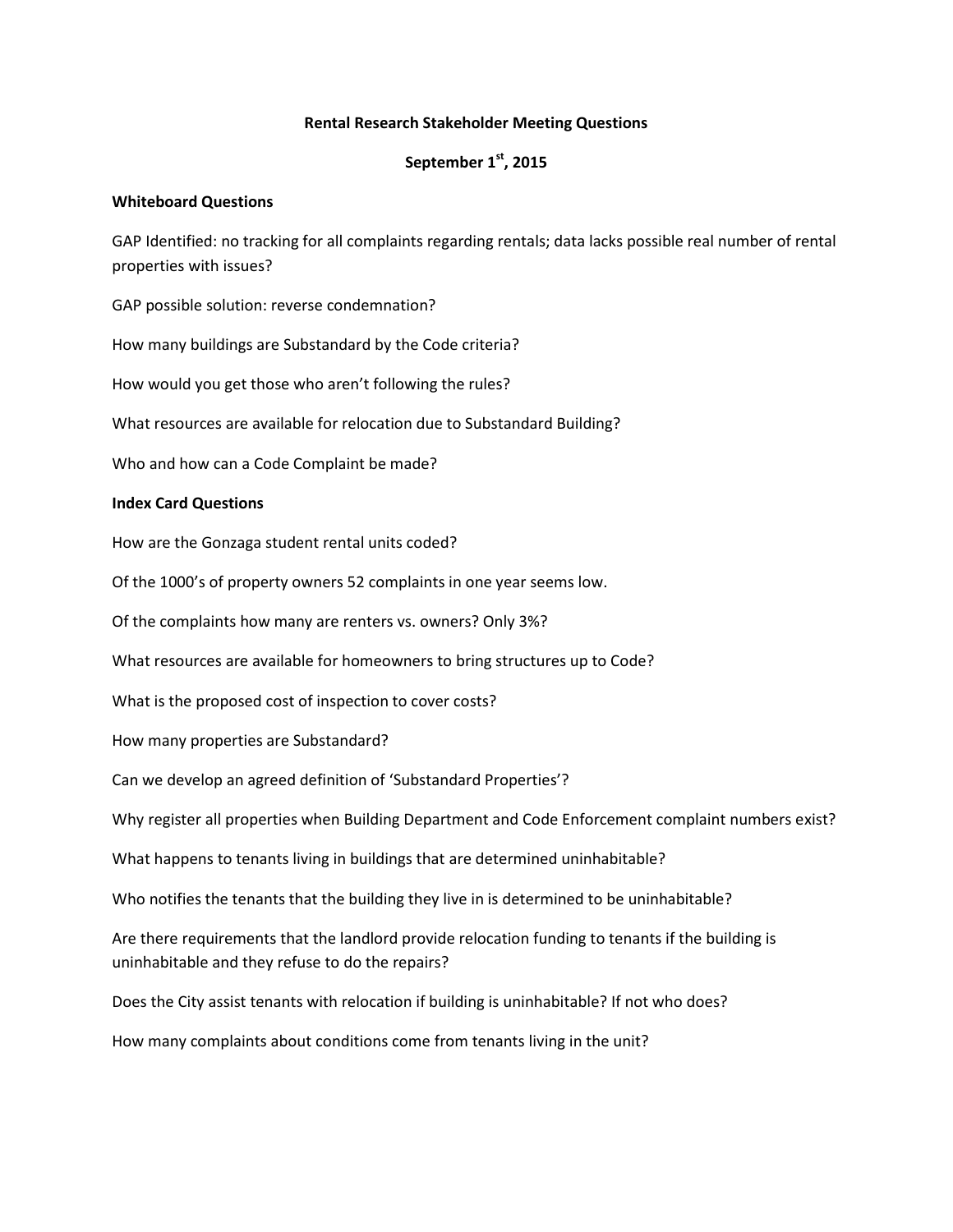**Rental Research Stakeholder Meeting Questions**

**September 1st, 2015**

**Whiteboard Questions**

GAP Identified: no tracking for all complaints regarding rentals; data lacks possible real number of rental properties with issues?

GAP possible solution: reverse condemnation?

How many buildings are Substandard by the Code criteria?

How would you get those who aren't following the rules?

What resources are available for relocation due to Substandard Building?

Who and how can a Code Complaint be made?

**Index Card Questions**

How are the Gonzaga student rental units coded?

Of the 1000's of property owners 52 complaints in one year seems low.

Of the complaints how many are renters vs. owners? Only 3%?

What resources are available for homeowners to bring structures up to Code?

What is the proposed cost of inspection to cover costs?

How many properties are Substandard?

Can we develop an agreed definition of 'Substandard Properties'?

Why register all properties when Building Department and Code Enforcement complaint numbers exist?

What happens to tenants living in buildings that are determined uninhabitable?

Who notifies the tenants that the building they live in is determined to be uninhabitable?

Are there requirements that the landlord provide relocation funding to tenants if the building is uninhabitable and they refuse to do the repairs?

Does the City assist tenants with relocation if building is uninhabitable? If not who does?

How many complaints about conditions come from tenants living in the unit?